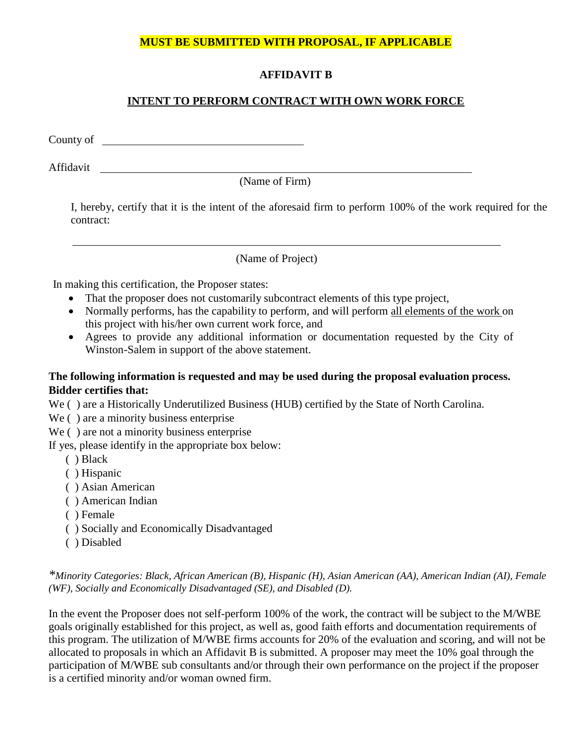**MUST BE SUBMITTED WITH PROPOSAL, IF APPLICABLE**

## AFFIDAVIT B

## INTENT TO PERFORM CONTRACT WITH OWN WORK FORCE

County of ____________________________________

Affidavit ____________________________________________________________________
(Name of Firm)

I, hereby, certify that it is the intent of the aforesaid firm to perform 100% of the work required for the contract:

____________________________________________________________________
(Name of Project)

In making this certification, the Proposer states:

- That the proposer does not customarily subcontract elements of this type project,
- Normally performs, has the capability to perform, and will perform all elements of the work on this project with his/her own current work force, and
- Agrees to provide any additional information or documentation requested by the City of Winston-Salem in support of the above statement.

**The following information is requested and may be used during the proposal evaluation process. Bidder certifies that:**

We ( ) are a Historically Underutilized Business (HUB) certified by the State of North Carolina.
We ( ) are a minority business enterprise
We ( ) are not a minority business enterprise
If yes, please identify in the appropriate box below:

( ) Black
( ) Hispanic
( ) Asian American
( ) American Indian
( ) Female
( ) Socially and Economically Disadvantaged
( ) Disabled

*\*Minority Categories: Black, African American (B), Hispanic (H), Asian American (AA), American Indian (AI), Female (WF), Socially and Economically Disadvantaged (SE), and Disabled (D).*

In the event the Proposer does not self-perform 100% of the work, the contract will be subject to the M/WBE goals originally established for this project, as well as, good faith efforts and documentation requirements of this program. The utilization of M/WBE firms accounts for 20% of the evaluation and scoring, and will not be allocated to proposals in which an Affidavit B is submitted. A proposer may meet the 10% goal through the participation of M/WBE sub consultants and/or through their own performance on the project if the proposer is a certified minority and/or woman owned firm.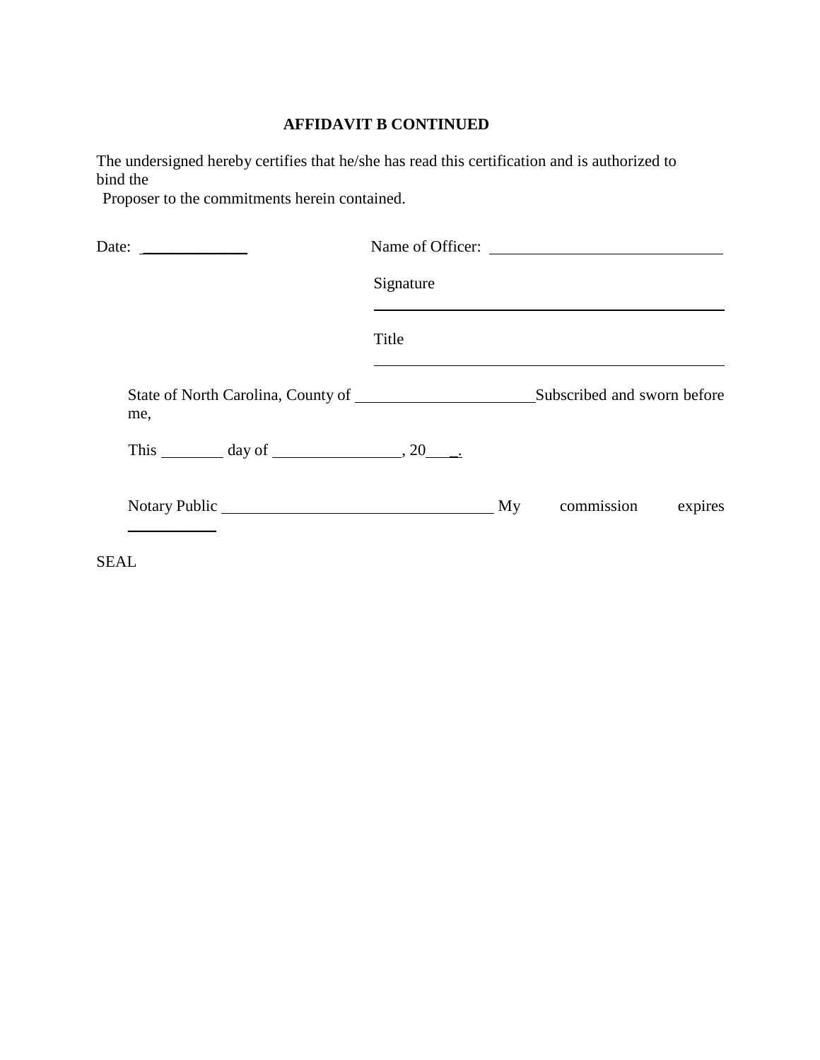**AFFIDAVIT B CONTINUED**

The undersigned hereby certifies that he/she has read this certification and is authorized to bind the Proposer to the commitments herein contained.

Date: _____________

Name of Officer: ______________________________

Signature

______________________________________________

Title

______________________________________________

State of North Carolina, County of ______________________ Subscribed and sworn before me,

This ________ day of ________________, 20___.

Notary Public _________________________________ My commission expires ___________

SEAL